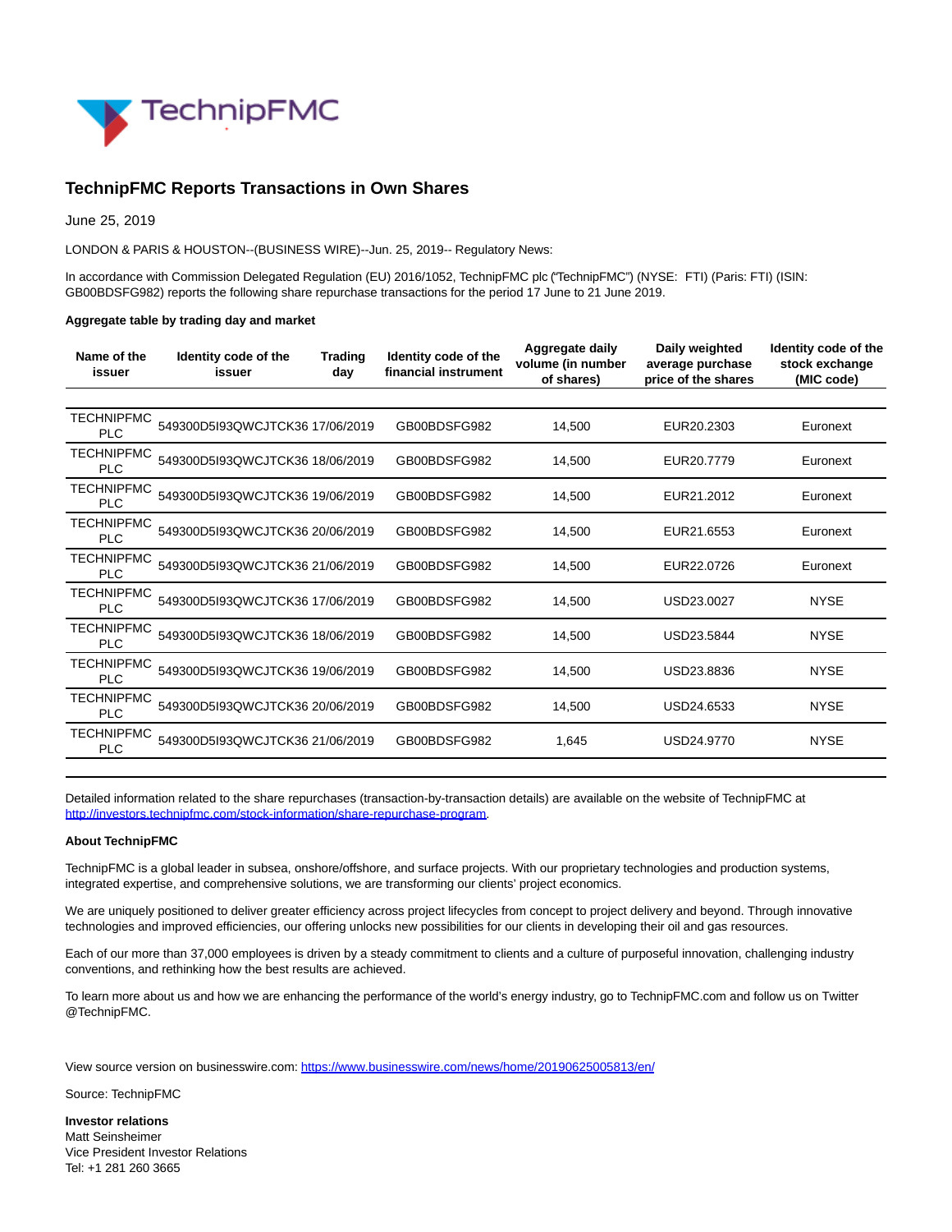# TechnipFMC Reports Transactions in Own Shares

June 25, 2019

LONDON & PARIS & HOUSTON--(BUSINESS WIRE)--Jun. 25, 2019-- Regulatory News:

In accordance with Commission Delegated Regulation (EU) 2016/1052, TechnipFMC plc ("TechnipFMC") (NYSE: FTI) (Paris: FTI) (ISIN: GB00BDSFG982) reports the following share repurchase transactions for the period 17 June to 21 June 2019.

**Aggregate table by trading day and market**

| Name of the issuer | Identity code of the issuer | Trading day | Identity code of the financial instrument | Aggregate daily volume (in number of shares) | Daily weighted average purchase price of the shares | Identity code of the stock exchange (MIC code) |
|---|---|---|---|---|---|---|
| TECHNIPFMC PLC | 549300D5I93QWCJTCK36 | 17/06/2019 | GB00BDSFG982 | 14,500 | EUR20.2303 | Euronext |
| TECHNIPFMC PLC | 549300D5I93QWCJTCK36 | 18/06/2019 | GB00BDSFG982 | 14,500 | EUR20.7779 | Euronext |
| TECHNIPFMC PLC | 549300D5I93QWCJTCK36 | 19/06/2019 | GB00BDSFG982 | 14,500 | EUR21.2012 | Euronext |
| TECHNIPFMC PLC | 549300D5I93QWCJTCK36 | 20/06/2019 | GB00BDSFG982 | 14,500 | EUR21.6553 | Euronext |
| TECHNIPFMC PLC | 549300D5I93QWCJTCK36 | 21/06/2019 | GB00BDSFG982 | 14,500 | EUR22.0726 | Euronext |
| TECHNIPFMC PLC | 549300D5I93QWCJTCK36 | 17/06/2019 | GB00BDSFG982 | 14,500 | USD23.0027 | NYSE |
| TECHNIPFMC PLC | 549300D5I93QWCJTCK36 | 18/06/2019 | GB00BDSFG982 | 14,500 | USD23.5844 | NYSE |
| TECHNIPFMC PLC | 549300D5I93QWCJTCK36 | 19/06/2019 | GB00BDSFG982 | 14,500 | USD23.8836 | NYSE |
| TECHNIPFMC PLC | 549300D5I93QWCJTCK36 | 20/06/2019 | GB00BDSFG982 | 14,500 | USD24.6533 | NYSE |
| TECHNIPFMC PLC | 549300D5I93QWCJTCK36 | 21/06/2019 | GB00BDSFG982 | 1,645 | USD24.9770 | NYSE |

Detailed information related to the share repurchases (transaction-by-transaction details) are available on the website of TechnipFMC at http://investors.technipfmc.com/stock-information/share-repurchase-program.

**About TechnipFMC**

TechnipFMC is a global leader in subsea, onshore/offshore, and surface projects. With our proprietary technologies and production systems, integrated expertise, and comprehensive solutions, we are transforming our clients' project economics.

We are uniquely positioned to deliver greater efficiency across project lifecycles from concept to project delivery and beyond. Through innovative technologies and improved efficiencies, our offering unlocks new possibilities for our clients in developing their oil and gas resources.

Each of our more than 37,000 employees is driven by a steady commitment to clients and a culture of purposeful innovation, challenging industry conventions, and rethinking how the best results are achieved.

To learn more about us and how we are enhancing the performance of the world's energy industry, go to TechnipFMC.com and follow us on Twitter @TechnipFMC.

View source version on businesswire.com: https://www.businesswire.com/news/home/20190625005813/en/

Source: TechnipFMC

**Investor relations**
Matt Seinsheimer
Vice President Investor Relations
Tel: +1 281 260 3665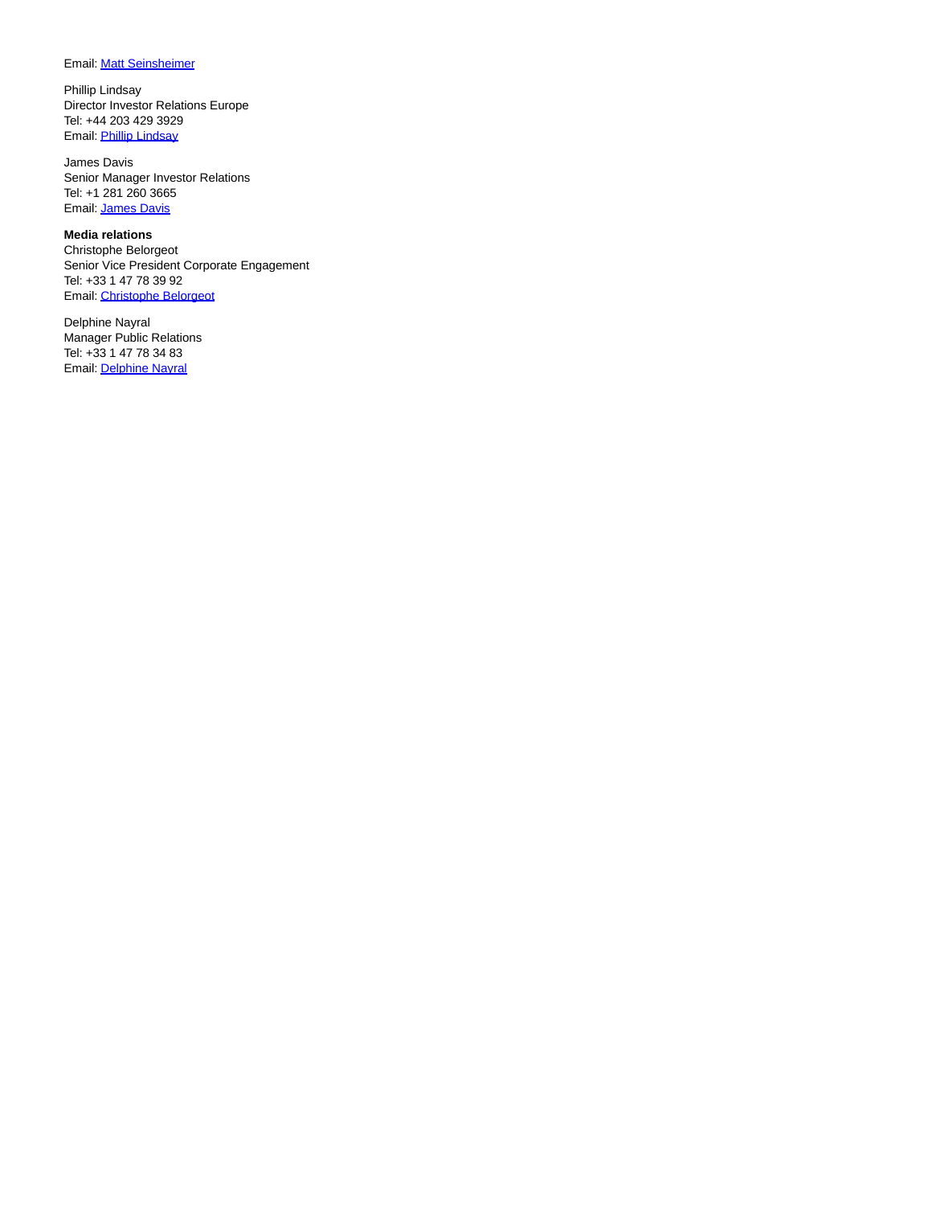Email: Matt Seinsheimer

Phillip Lindsay
Director Investor Relations Europe
Tel: +44 203 429 3929
Email: Phillip Lindsay

James Davis
Senior Manager Investor Relations
Tel: +1 281 260 3665
Email: James Davis

**Media relations**
Christophe Belorgeot
Senior Vice President Corporate Engagement
Tel: +33 1 47 78 39 92
Email: Christophe Belorgeot

Delphine Nayral
Manager Public Relations
Tel: +33 1 47 78 34 83
Email: Delphine Nayral